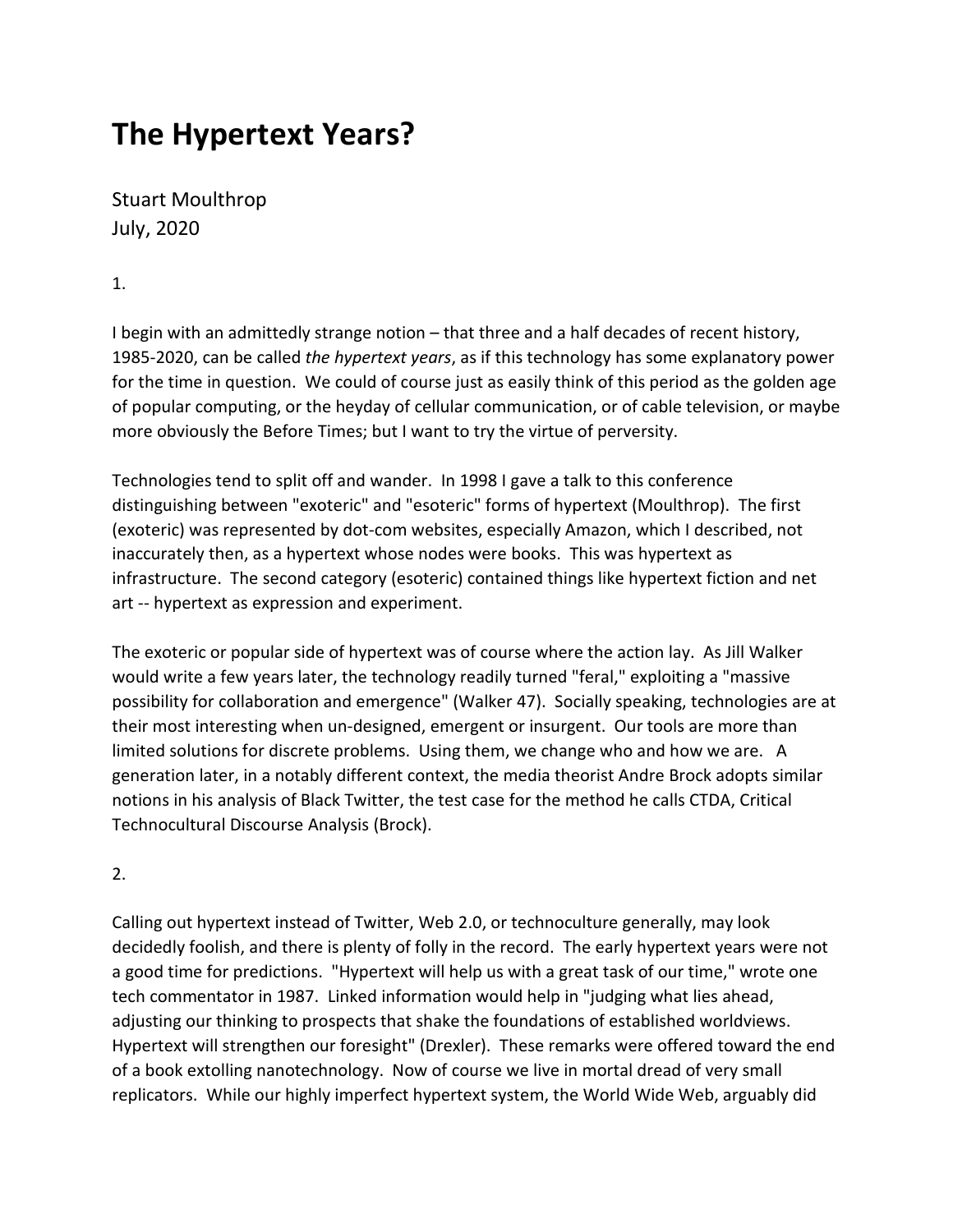# The Hypertext Years?

Stuart Moulthrop
July, 2020

1.

I begin with an admittedly strange notion – that three and a half decades of recent history, 1985-2020, can be called *the hypertext years*, as if this technology has some explanatory power for the time in question. We could of course just as easily think of this period as the golden age of popular computing, or the heyday of cellular communication, or of cable television, or maybe more obviously the Before Times; but I want to try the virtue of perversity.

Technologies tend to split off and wander. In 1998 I gave a talk to this conference distinguishing between "exoteric" and "esoteric" forms of hypertext (Moulthrop). The first (exoteric) was represented by dot-com websites, especially Amazon, which I described, not inaccurately then, as a hypertext whose nodes were books. This was hypertext as infrastructure. The second category (esoteric) contained things like hypertext fiction and net art -- hypertext as expression and experiment.

The exoteric or popular side of hypertext was of course where the action lay. As Jill Walker would write a few years later, the technology readily turned "feral," exploiting a "massive possibility for collaboration and emergence" (Walker 47). Socially speaking, technologies are at their most interesting when un-designed, emergent or insurgent. Our tools are more than limited solutions for discrete problems. Using them, we change who and how we are. A generation later, in a notably different context, the media theorist Andre Brock adopts similar notions in his analysis of Black Twitter, the test case for the method he calls CTDA, Critical Technocultural Discourse Analysis (Brock).

2.

Calling out hypertext instead of Twitter, Web 2.0, or technoculture generally, may look decidedly foolish, and there is plenty of folly in the record. The early hypertext years were not a good time for predictions. "Hypertext will help us with a great task of our time," wrote one tech commentator in 1987. Linked information would help in "judging what lies ahead, adjusting our thinking to prospects that shake the foundations of established worldviews. Hypertext will strengthen our foresight" (Drexler). These remarks were offered toward the end of a book extolling nanotechnology. Now of course we live in mortal dread of very small replicators. While our highly imperfect hypertext system, the World Wide Web, arguably did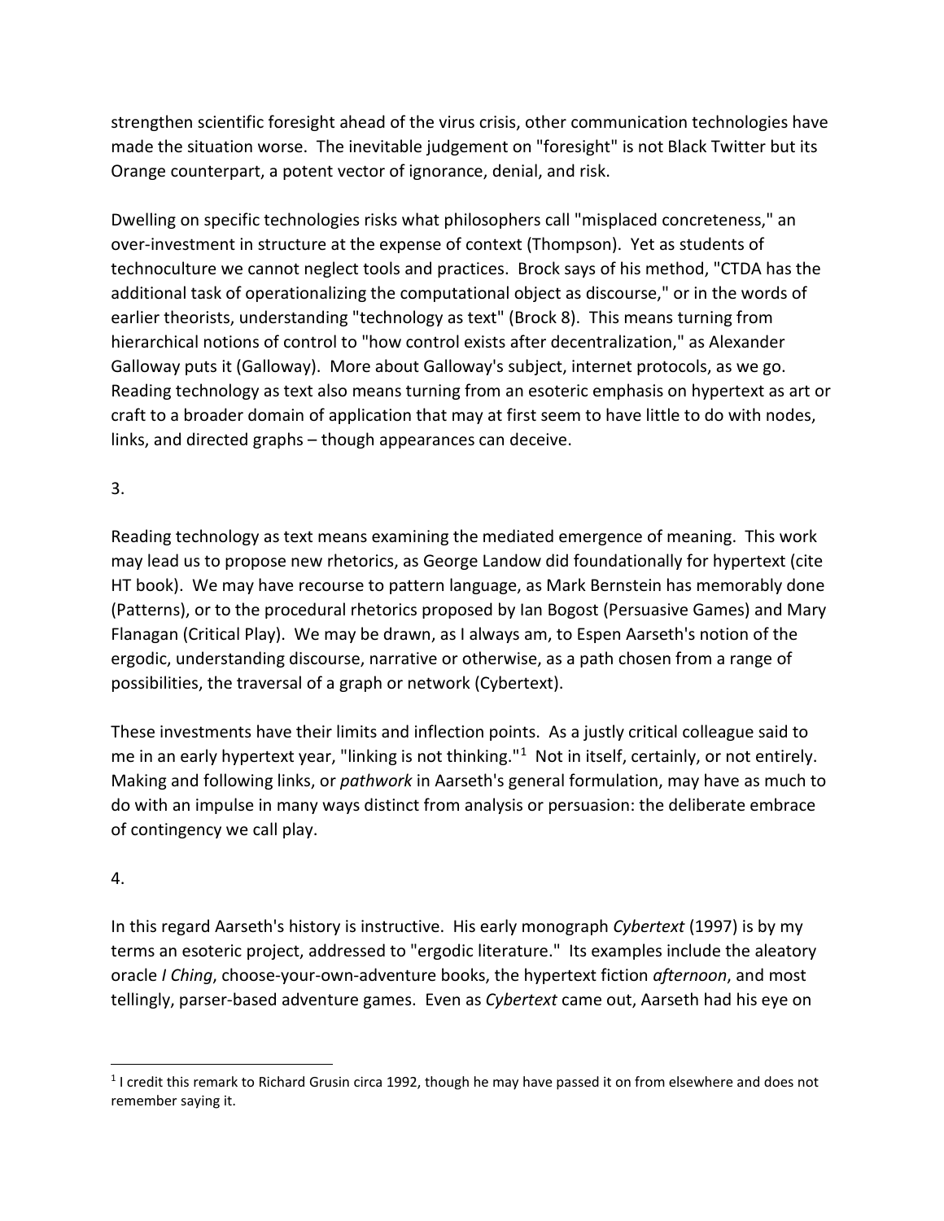strengthen scientific foresight ahead of the virus crisis, other communication technologies have made the situation worse. The inevitable judgement on "foresight" is not Black Twitter but its Orange counterpart, a potent vector of ignorance, denial, and risk.

Dwelling on specific technologies risks what philosophers call "misplaced concreteness," an over-investment in structure at the expense of context (Thompson). Yet as students of technoculture we cannot neglect tools and practices. Brock says of his method, "CTDA has the additional task of operationalizing the computational object as discourse," or in the words of earlier theorists, understanding "technology as text" (Brock 8). This means turning from hierarchical notions of control to "how control exists after decentralization," as Alexander Galloway puts it (Galloway). More about Galloway's subject, internet protocols, as we go. Reading technology as text also means turning from an esoteric emphasis on hypertext as art or craft to a broader domain of application that may at first seem to have little to do with nodes, links, and directed graphs – though appearances can deceive.

3.

Reading technology as text means examining the mediated emergence of meaning. This work may lead us to propose new rhetorics, as George Landow did foundationally for hypertext (cite HT book). We may have recourse to pattern language, as Mark Bernstein has memorably done (Patterns), or to the procedural rhetorics proposed by Ian Bogost (Persuasive Games) and Mary Flanagan (Critical Play). We may be drawn, as I always am, to Espen Aarseth's notion of the ergodic, understanding discourse, narrative or otherwise, as a path chosen from a range of possibilities, the traversal of a graph or network (Cybertext).

These investments have their limits and inflection points. As a justly critical colleague said to me in an early hypertext year, "linking is not thinking."[1] Not in itself, certainly, or not entirely. Making and following links, or *pathwork* in Aarseth's general formulation, may have as much to do with an impulse in many ways distinct from analysis or persuasion: the deliberate embrace of contingency we call play.

4.

In this regard Aarseth's history is instructive. His early monograph *Cybertext* (1997) is by my terms an esoteric project, addressed to "ergodic literature." Its examples include the aleatory oracle *I Ching*, choose-your-own-adventure books, the hypertext fiction *afternoon*, and most tellingly, parser-based adventure games. Even as *Cybertext* came out, Aarseth had his eye on

[1] I credit this remark to Richard Grusin circa 1992, though he may have passed it on from elsewhere and does not remember saying it.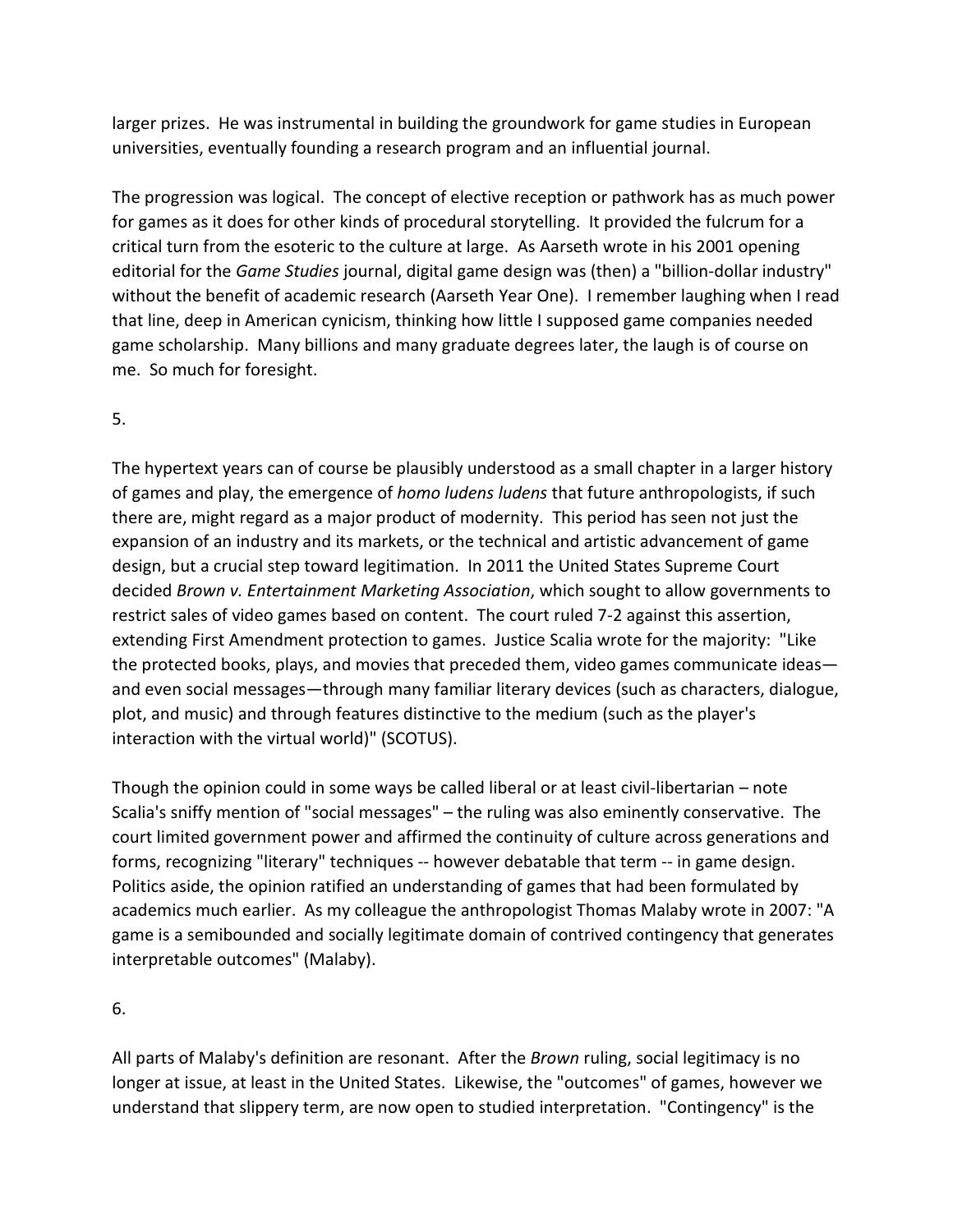larger prizes. He was instrumental in building the groundwork for game studies in European universities, eventually founding a research program and an influential journal.

The progression was logical. The concept of elective reception or pathwork has as much power for games as it does for other kinds of procedural storytelling. It provided the fulcrum for a critical turn from the esoteric to the culture at large. As Aarseth wrote in his 2001 opening editorial for the *Game Studies* journal, digital game design was (then) a "billion-dollar industry" without the benefit of academic research (Aarseth Year One). I remember laughing when I read that line, deep in American cynicism, thinking how little I supposed game companies needed game scholarship. Many billions and many graduate degrees later, the laugh is of course on me. So much for foresight.

5.

The hypertext years can of course be plausibly understood as a small chapter in a larger history of games and play, the emergence of *homo ludens ludens* that future anthropologists, if such there are, might regard as a major product of modernity. This period has seen not just the expansion of an industry and its markets, or the technical and artistic advancement of game design, but a crucial step toward legitimation. In 2011 the United States Supreme Court decided *Brown v. Entertainment Marketing Association*, which sought to allow governments to restrict sales of video games based on content. The court ruled 7-2 against this assertion, extending First Amendment protection to games. Justice Scalia wrote for the majority: "Like the protected books, plays, and movies that preceded them, video games communicate ideas—and even social messages—through many familiar literary devices (such as characters, dialogue, plot, and music) and through features distinctive to the medium (such as the player's interaction with the virtual world)" (SCOTUS).

Though the opinion could in some ways be called liberal or at least civil-libertarian – note Scalia's sniffy mention of "social messages" – the ruling was also eminently conservative. The court limited government power and affirmed the continuity of culture across generations and forms, recognizing "literary" techniques -- however debatable that term -- in game design. Politics aside, the opinion ratified an understanding of games that had been formulated by academics much earlier. As my colleague the anthropologist Thomas Malaby wrote in 2007: "A game is a semibounded and socially legitimate domain of contrived contingency that generates interpretable outcomes" (Malaby).

6.

All parts of Malaby's definition are resonant. After the *Brown* ruling, social legitimacy is no longer at issue, at least in the United States. Likewise, the "outcomes" of games, however we understand that slippery term, are now open to studied interpretation. "Contingency" is the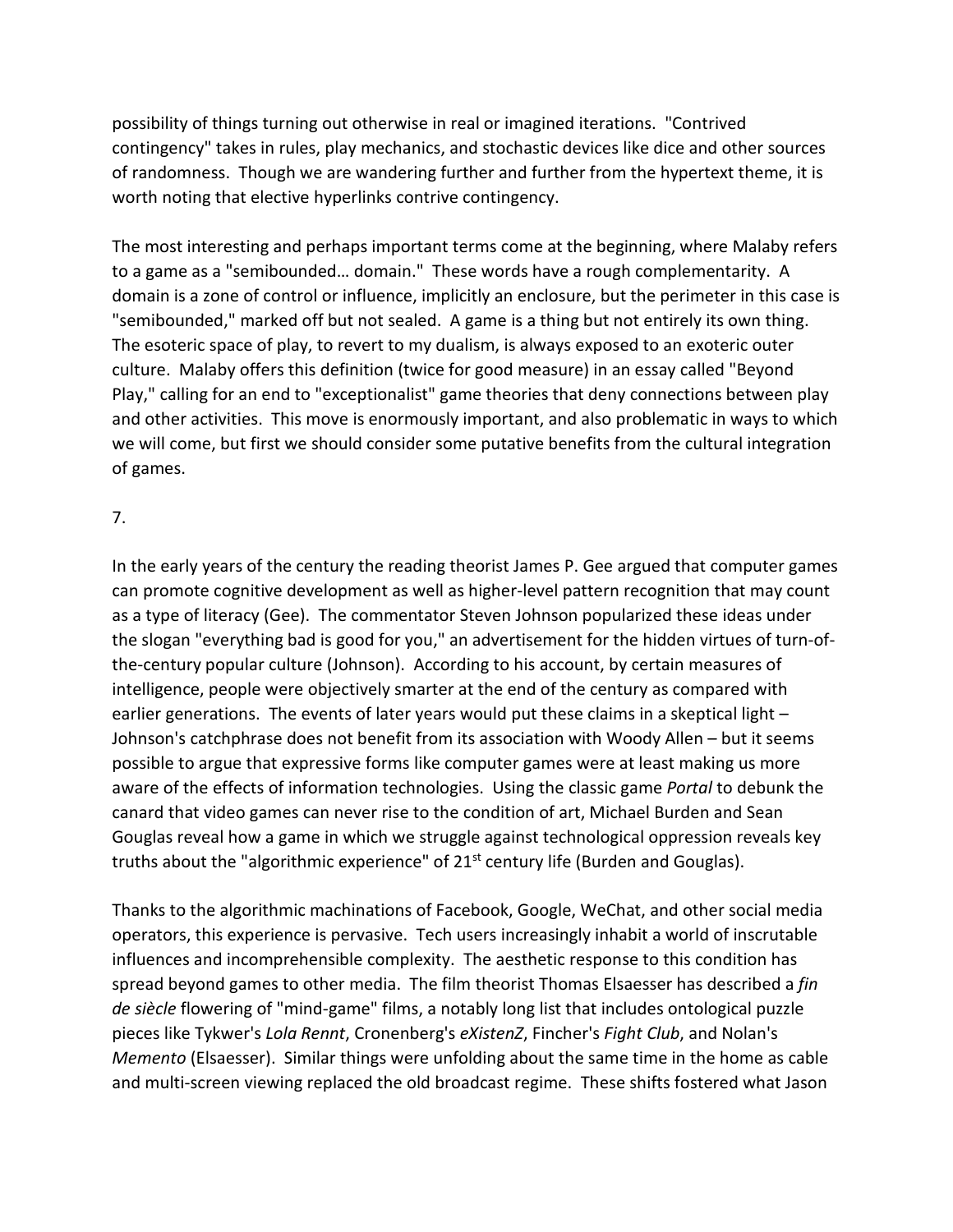possibility of things turning out otherwise in real or imagined iterations. "Contrived contingency" takes in rules, play mechanics, and stochastic devices like dice and other sources of randomness. Though we are wandering further and further from the hypertext theme, it is worth noting that elective hyperlinks contrive contingency.

The most interesting and perhaps important terms come at the beginning, where Malaby refers to a game as a "semibounded… domain." These words have a rough complementarity. A domain is a zone of control or influence, implicitly an enclosure, but the perimeter in this case is "semibounded," marked off but not sealed. A game is a thing but not entirely its own thing. The esoteric space of play, to revert to my dualism, is always exposed to an exoteric outer culture. Malaby offers this definition (twice for good measure) in an essay called "Beyond Play," calling for an end to "exceptionalist" game theories that deny connections between play and other activities. This move is enormously important, and also problematic in ways to which we will come, but first we should consider some putative benefits from the cultural integration of games.

7.

In the early years of the century the reading theorist James P. Gee argued that computer games can promote cognitive development as well as higher-level pattern recognition that may count as a type of literacy (Gee). The commentator Steven Johnson popularized these ideas under the slogan "everything bad is good for you," an advertisement for the hidden virtues of turn-of-the-century popular culture (Johnson). According to his account, by certain measures of intelligence, people were objectively smarter at the end of the century as compared with earlier generations. The events of later years would put these claims in a skeptical light – Johnson's catchphrase does not benefit from its association with Woody Allen – but it seems possible to argue that expressive forms like computer games were at least making us more aware of the effects of information technologies. Using the classic game *Portal* to debunk the canard that video games can never rise to the condition of art, Michael Burden and Sean Gouglas reveal how a game in which we struggle against technological oppression reveals key truths about the "algorithmic experience" of 21st century life (Burden and Gouglas).

Thanks to the algorithmic machinations of Facebook, Google, WeChat, and other social media operators, this experience is pervasive. Tech users increasingly inhabit a world of inscrutable influences and incomprehensible complexity. The aesthetic response to this condition has spread beyond games to other media. The film theorist Thomas Elsaesser has described a *fin de siècle* flowering of "mind-game" films, a notably long list that includes ontological puzzle pieces like Tykwer's *Lola Rennt*, Cronenberg's *eXistenZ*, Fincher's *Fight Club*, and Nolan's *Memento* (Elsaesser). Similar things were unfolding about the same time in the home as cable and multi-screen viewing replaced the old broadcast regime. These shifts fostered what Jason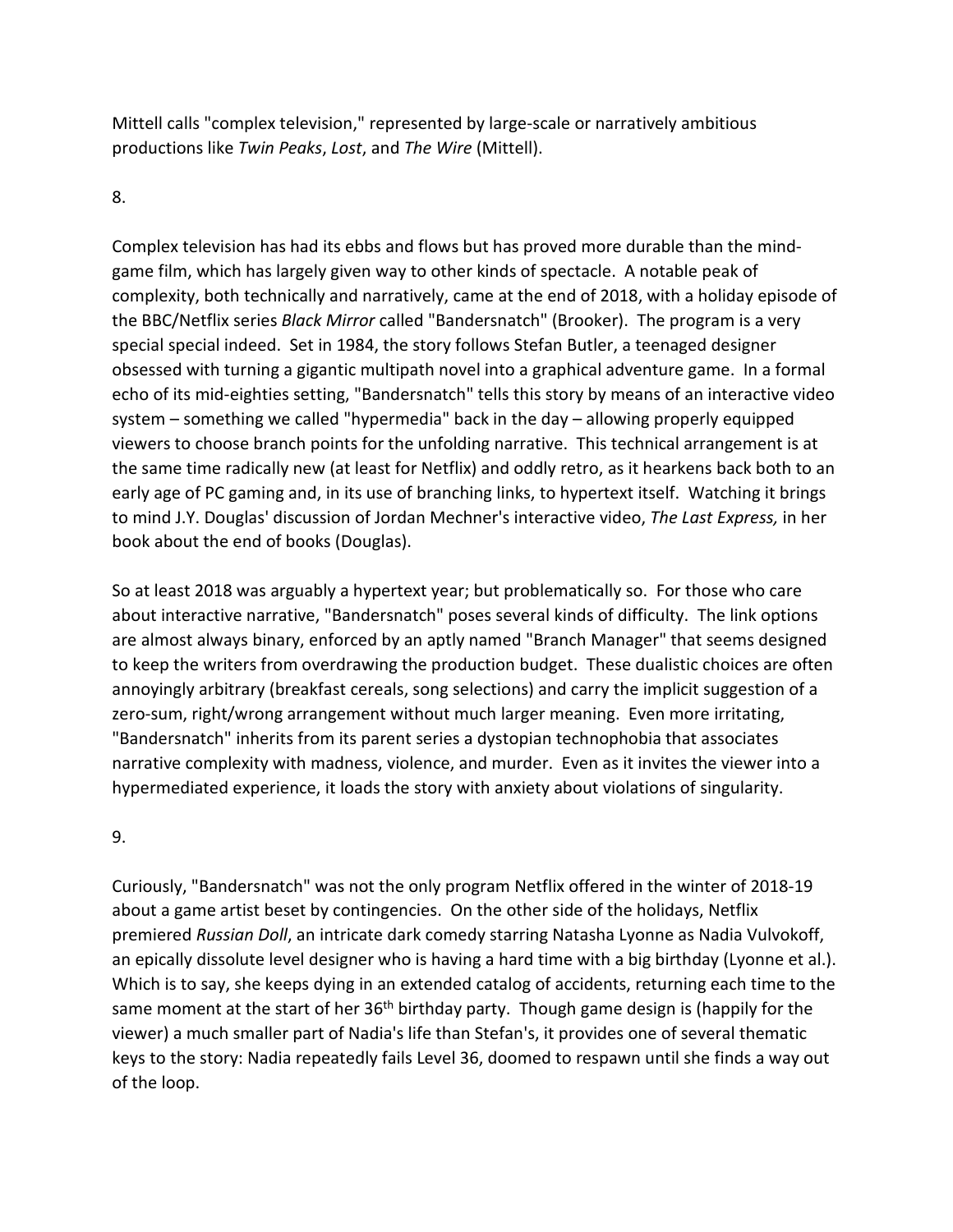Mittell calls "complex television," represented by large-scale or narratively ambitious productions like *Twin Peaks*, *Lost*, and *The Wire* (Mittell).

8.

Complex television has had its ebbs and flows but has proved more durable than the mind-game film, which has largely given way to other kinds of spectacle. A notable peak of complexity, both technically and narratively, came at the end of 2018, with a holiday episode of the BBC/Netflix series *Black Mirror* called "Bandersnatch" (Brooker). The program is a very special special indeed. Set in 1984, the story follows Stefan Butler, a teenaged designer obsessed with turning a gigantic multipath novel into a graphical adventure game. In a formal echo of its mid-eighties setting, "Bandersnatch" tells this story by means of an interactive video system – something we called "hypermedia" back in the day – allowing properly equipped viewers to choose branch points for the unfolding narrative. This technical arrangement is at the same time radically new (at least for Netflix) and oddly retro, as it hearkens back both to an early age of PC gaming and, in its use of branching links, to hypertext itself. Watching it brings to mind J.Y. Douglas' discussion of Jordan Mechner's interactive video, *The Last Express,* in her book about the end of books (Douglas).

So at least 2018 was arguably a hypertext year; but problematically so. For those who care about interactive narrative, "Bandersnatch" poses several kinds of difficulty. The link options are almost always binary, enforced by an aptly named "Branch Manager" that seems designed to keep the writers from overdrawing the production budget. These dualistic choices are often annoyingly arbitrary (breakfast cereals, song selections) and carry the implicit suggestion of a zero-sum, right/wrong arrangement without much larger meaning. Even more irritating, "Bandersnatch" inherits from its parent series a dystopian technophobia that associates narrative complexity with madness, violence, and murder. Even as it invites the viewer into a hypermediated experience, it loads the story with anxiety about violations of singularity.

9.

Curiously, "Bandersnatch" was not the only program Netflix offered in the winter of 2018-19 about a game artist beset by contingencies. On the other side of the holidays, Netflix premiered *Russian Doll*, an intricate dark comedy starring Natasha Lyonne as Nadia Vulvokoff, an epically dissolute level designer who is having a hard time with a big birthday (Lyonne et al.). Which is to say, she keeps dying in an extended catalog of accidents, returning each time to the same moment at the start of her 36th birthday party. Though game design is (happily for the viewer) a much smaller part of Nadia's life than Stefan's, it provides one of several thematic keys to the story: Nadia repeatedly fails Level 36, doomed to respawn until she finds a way out of the loop.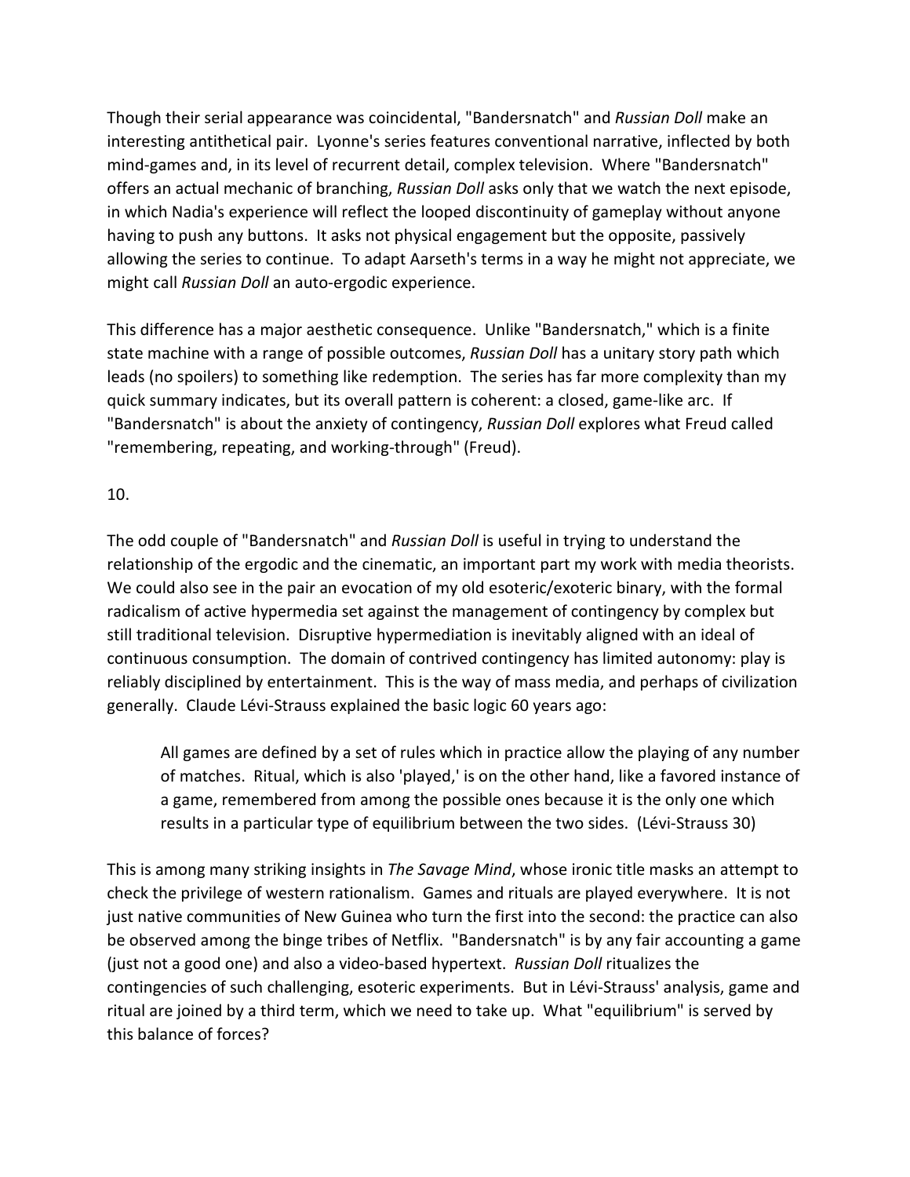Though their serial appearance was coincidental, "Bandersnatch" and *Russian Doll* make an interesting antithetical pair. Lyonne's series features conventional narrative, inflected by both mind-games and, in its level of recurrent detail, complex television. Where "Bandersnatch" offers an actual mechanic of branching, *Russian Doll* asks only that we watch the next episode, in which Nadia's experience will reflect the looped discontinuity of gameplay without anyone having to push any buttons. It asks not physical engagement but the opposite, passively allowing the series to continue. To adapt Aarseth's terms in a way he might not appreciate, we might call *Russian Doll* an auto-ergodic experience.

This difference has a major aesthetic consequence. Unlike "Bandersnatch," which is a finite state machine with a range of possible outcomes, *Russian Doll* has a unitary story path which leads (no spoilers) to something like redemption. The series has far more complexity than my quick summary indicates, but its overall pattern is coherent: a closed, game-like arc. If "Bandersnatch" is about the anxiety of contingency, *Russian Doll* explores what Freud called "remembering, repeating, and working-through" (Freud).

10.

The odd couple of "Bandersnatch" and *Russian Doll* is useful in trying to understand the relationship of the ergodic and the cinematic, an important part my work with media theorists. We could also see in the pair an evocation of my old esoteric/exoteric binary, with the formal radicalism of active hypermedia set against the management of contingency by complex but still traditional television. Disruptive hypermediation is inevitably aligned with an ideal of continuous consumption. The domain of contrived contingency has limited autonomy: play is reliably disciplined by entertainment. This is the way of mass media, and perhaps of civilization generally. Claude Lévi-Strauss explained the basic logic 60 years ago:

> All games are defined by a set of rules which in practice allow the playing of any number of matches. Ritual, which is also 'played,' is on the other hand, like a favored instance of a game, remembered from among the possible ones because it is the only one which results in a particular type of equilibrium between the two sides. (Lévi-Strauss 30)

This is among many striking insights in *The Savage Mind*, whose ironic title masks an attempt to check the privilege of western rationalism. Games and rituals are played everywhere. It is not just native communities of New Guinea who turn the first into the second: the practice can also be observed among the binge tribes of Netflix. "Bandersnatch" is by any fair accounting a game (just not a good one) and also a video-based hypertext. *Russian Doll* ritualizes the contingencies of such challenging, esoteric experiments. But in Lévi-Strauss' analysis, game and ritual are joined by a third term, which we need to take up. What "equilibrium" is served by this balance of forces?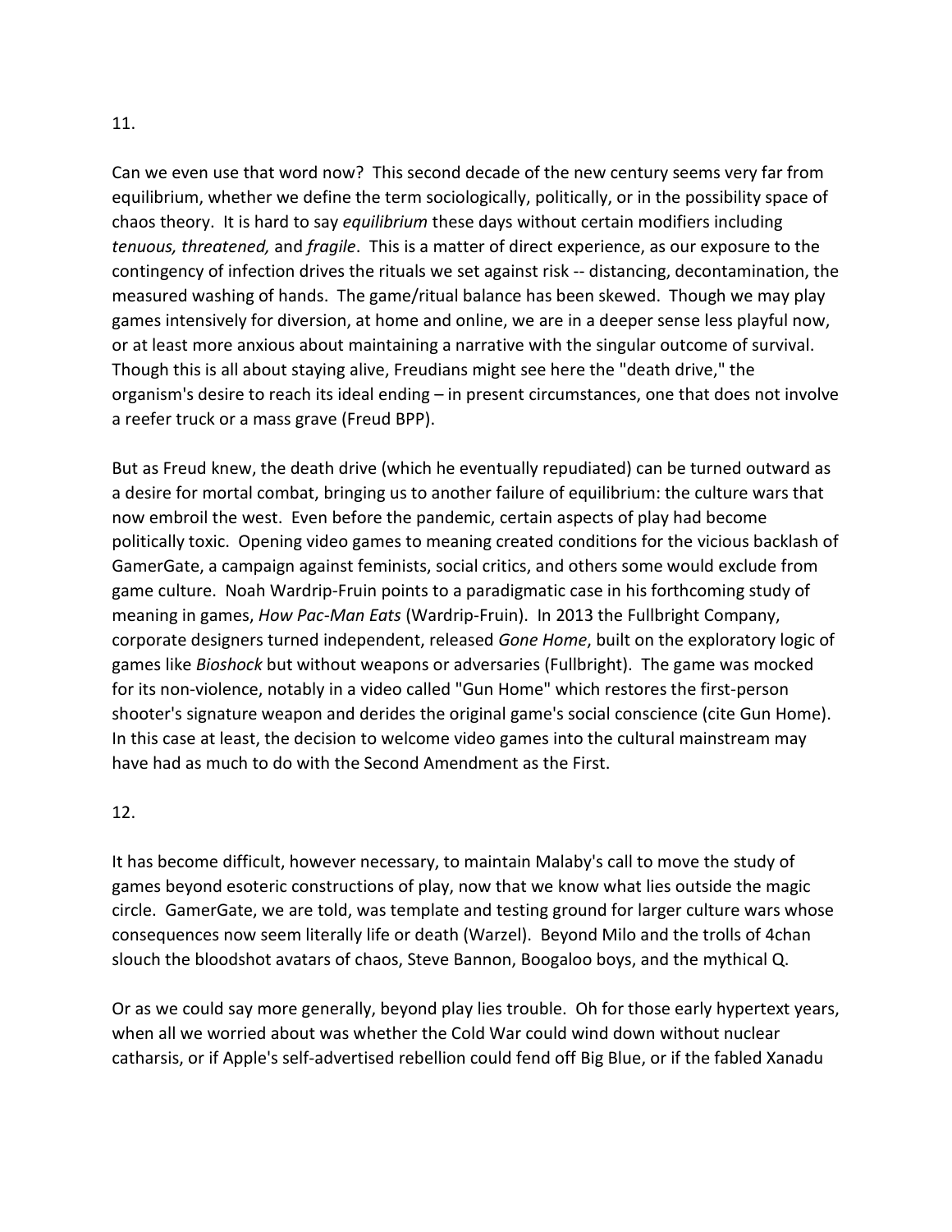11.

Can we even use that word now? This second decade of the new century seems very far from equilibrium, whether we define the term sociologically, politically, or in the possibility space of chaos theory. It is hard to say *equilibrium* these days without certain modifiers including *tenuous, threatened,* and *fragile*. This is a matter of direct experience, as our exposure to the contingency of infection drives the rituals we set against risk -- distancing, decontamination, the measured washing of hands. The game/ritual balance has been skewed. Though we may play games intensively for diversion, at home and online, we are in a deeper sense less playful now, or at least more anxious about maintaining a narrative with the singular outcome of survival. Though this is all about staying alive, Freudians might see here the "death drive," the organism's desire to reach its ideal ending – in present circumstances, one that does not involve a reefer truck or a mass grave (Freud BPP).

But as Freud knew, the death drive (which he eventually repudiated) can be turned outward as a desire for mortal combat, bringing us to another failure of equilibrium: the culture wars that now embroil the west. Even before the pandemic, certain aspects of play had become politically toxic. Opening video games to meaning created conditions for the vicious backlash of GamerGate, a campaign against feminists, social critics, and others some would exclude from game culture. Noah Wardrip-Fruin points to a paradigmatic case in his forthcoming study of meaning in games, *How Pac-Man Eats* (Wardrip-Fruin). In 2013 the Fullbright Company, corporate designers turned independent, released *Gone Home*, built on the exploratory logic of games like *Bioshock* but without weapons or adversaries (Fullbright). The game was mocked for its non-violence, notably in a video called "Gun Home" which restores the first-person shooter's signature weapon and derides the original game's social conscience (cite Gun Home). In this case at least, the decision to welcome video games into the cultural mainstream may have had as much to do with the Second Amendment as the First.

12.

It has become difficult, however necessary, to maintain Malaby's call to move the study of games beyond esoteric constructions of play, now that we know what lies outside the magic circle. GamerGate, we are told, was template and testing ground for larger culture wars whose consequences now seem literally life or death (Warzel). Beyond Milo and the trolls of 4chan slouch the bloodshot avatars of chaos, Steve Bannon, Boogaloo boys, and the mythical Q.

Or as we could say more generally, beyond play lies trouble. Oh for those early hypertext years, when all we worried about was whether the Cold War could wind down without nuclear catharsis, or if Apple's self-advertised rebellion could fend off Big Blue, or if the fabled Xanadu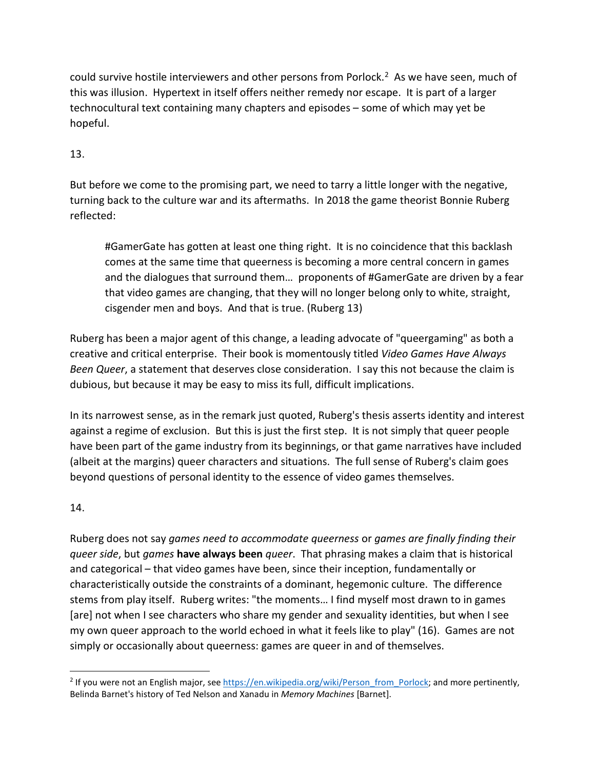could survive hostile interviewers and other persons from Porlock.[2] As we have seen, much of this was illusion. Hypertext in itself offers neither remedy nor escape. It is part of a larger technocultural text containing many chapters and episodes – some of which may yet be hopeful.

13.

But before we come to the promising part, we need to tarry a little longer with the negative, turning back to the culture war and its aftermaths. In 2018 the game theorist Bonnie Ruberg reflected:

> #GamerGate has gotten at least one thing right. It is no coincidence that this backlash comes at the same time that queerness is becoming a more central concern in games and the dialogues that surround them… proponents of #GamerGate are driven by a fear that video games are changing, that they will no longer belong only to white, straight, cisgender men and boys. And that is true. (Ruberg 13)

Ruberg has been a major agent of this change, a leading advocate of "queergaming" as both a creative and critical enterprise. Their book is momentously titled *Video Games Have Always Been Queer*, a statement that deserves close consideration. I say this not because the claim is dubious, but because it may be easy to miss its full, difficult implications.

In its narrowest sense, as in the remark just quoted, Ruberg's thesis asserts identity and interest against a regime of exclusion. But this is just the first step. It is not simply that queer people have been part of the game industry from its beginnings, or that game narratives have included (albeit at the margins) queer characters and situations. The full sense of Ruberg's claim goes beyond questions of personal identity to the essence of video games themselves.

14.

Ruberg does not say *games need to accommodate queerness* or *games are finally finding their queer side*, but *games* **have always been** *queer*. That phrasing makes a claim that is historical and categorical – that video games have been, since their inception, fundamentally or characteristically outside the constraints of a dominant, hegemonic culture. The difference stems from play itself. Ruberg writes: "the moments… I find myself most drawn to in games [are] not when I see characters who share my gender and sexuality identities, but when I see my own queer approach to the world echoed in what it feels like to play" (16). Games are not simply or occasionally about queerness: games are queer in and of themselves.

---

[2] If you were not an English major, see https://en.wikipedia.org/wiki/Person_from_Porlock; and more pertinently, Belinda Barnet's history of Ted Nelson and Xanadu in *Memory Machines* [Barnet].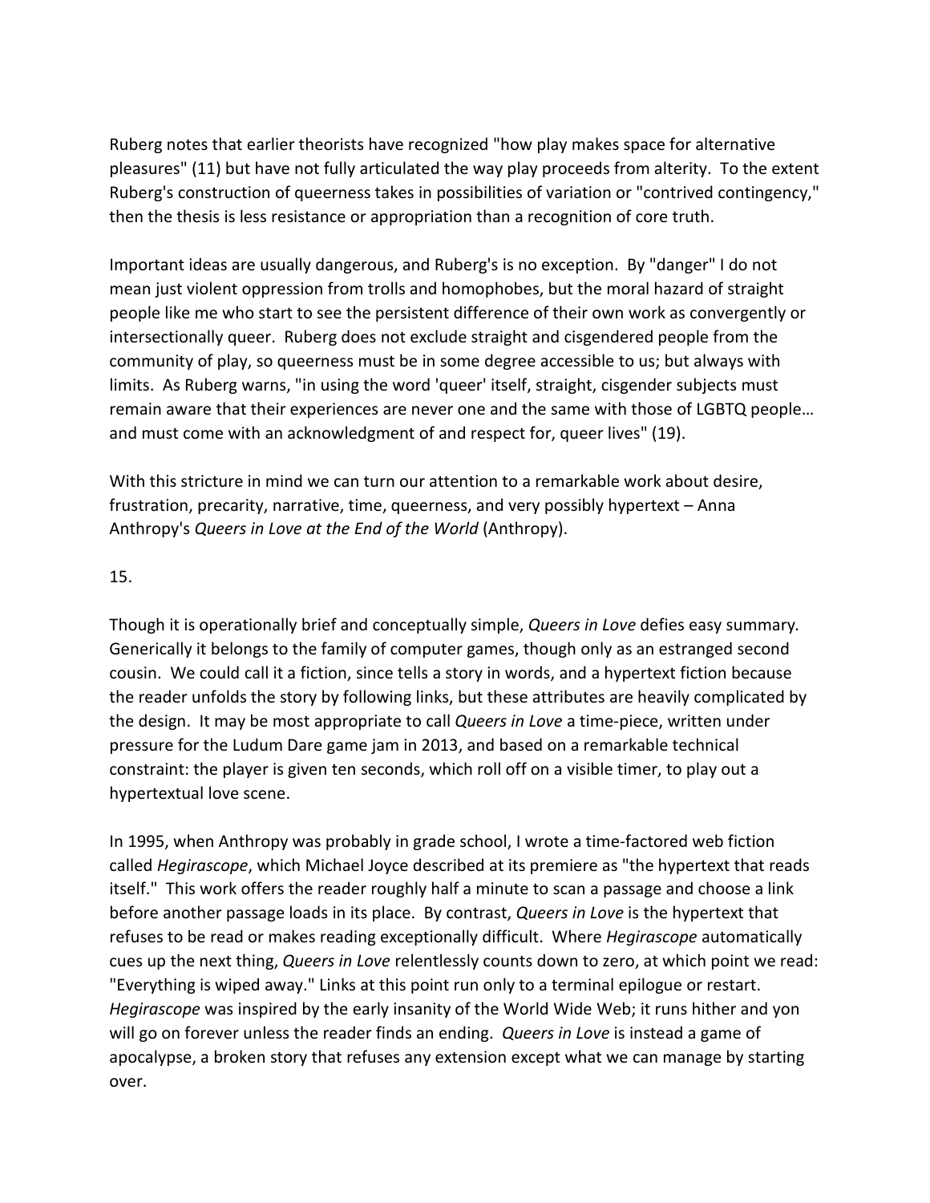Ruberg notes that earlier theorists have recognized "how play makes space for alternative pleasures" (11) but have not fully articulated the way play proceeds from alterity. To the extent Ruberg's construction of queerness takes in possibilities of variation or "contrived contingency," then the thesis is less resistance or appropriation than a recognition of core truth.

Important ideas are usually dangerous, and Ruberg's is no exception. By "danger" I do not mean just violent oppression from trolls and homophobes, but the moral hazard of straight people like me who start to see the persistent difference of their own work as convergently or intersectionally queer. Ruberg does not exclude straight and cisgendered people from the community of play, so queerness must be in some degree accessible to us; but always with limits. As Ruberg warns, "in using the word 'queer' itself, straight, cisgender subjects must remain aware that their experiences are never one and the same with those of LGBTQ people… and must come with an acknowledgment of and respect for, queer lives" (19).

With this stricture in mind we can turn our attention to a remarkable work about desire, frustration, precarity, narrative, time, queerness, and very possibly hypertext – Anna Anthropy's *Queers in Love at the End of the World* (Anthropy).

15.

Though it is operationally brief and conceptually simple, *Queers in Love* defies easy summary. Generically it belongs to the family of computer games, though only as an estranged second cousin. We could call it a fiction, since tells a story in words, and a hypertext fiction because the reader unfolds the story by following links, but these attributes are heavily complicated by the design. It may be most appropriate to call *Queers in Love* a time-piece, written under pressure for the Ludum Dare game jam in 2013, and based on a remarkable technical constraint: the player is given ten seconds, which roll off on a visible timer, to play out a hypertextual love scene.

In 1995, when Anthropy was probably in grade school, I wrote a time-factored web fiction called *Hegirascope*, which Michael Joyce described at its premiere as "the hypertext that reads itself." This work offers the reader roughly half a minute to scan a passage and choose a link before another passage loads in its place. By contrast, *Queers in Love* is the hypertext that refuses to be read or makes reading exceptionally difficult. Where *Hegirascope* automatically cues up the next thing, *Queers in Love* relentlessly counts down to zero, at which point we read: "Everything is wiped away." Links at this point run only to a terminal epilogue or restart. *Hegirascope* was inspired by the early insanity of the World Wide Web; it runs hither and yon will go on forever unless the reader finds an ending. *Queers in Love* is instead a game of apocalypse, a broken story that refuses any extension except what we can manage by starting over.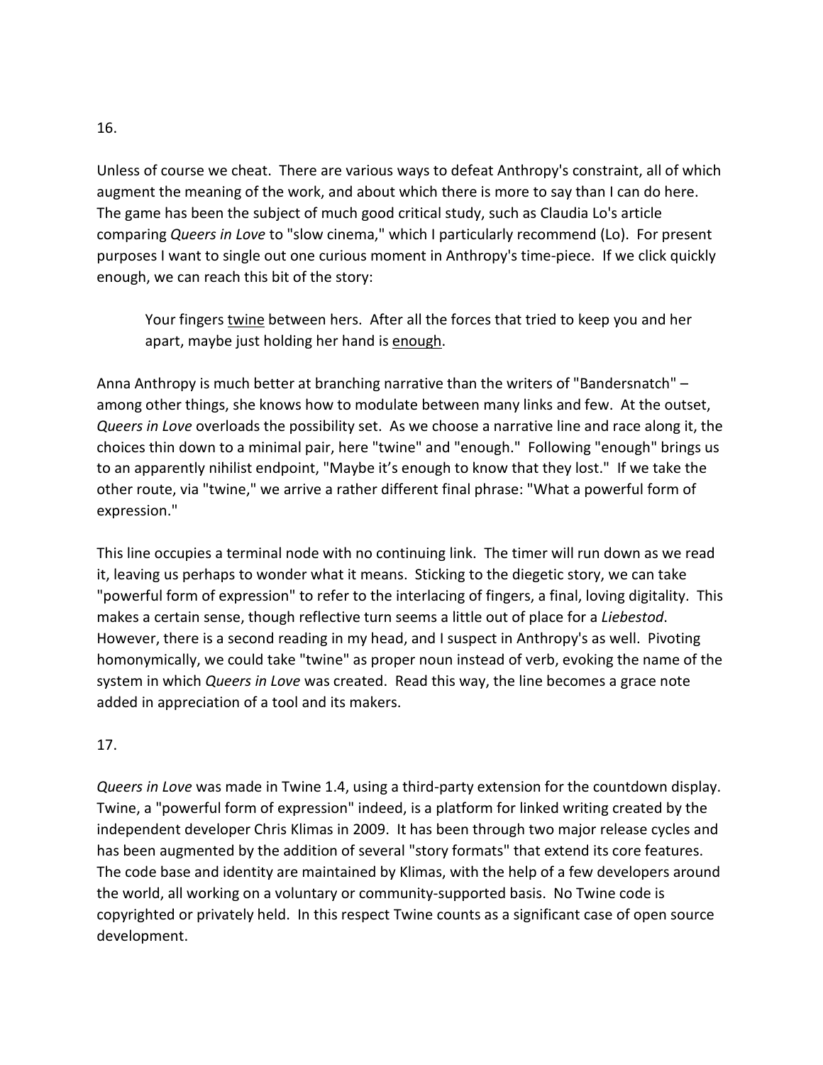16.

Unless of course we cheat. There are various ways to defeat Anthropy's constraint, all of which augment the meaning of the work, and about which there is more to say than I can do here. The game has been the subject of much good critical study, such as Claudia Lo's article comparing *Queers in Love* to "slow cinema," which I particularly recommend (Lo). For present purposes I want to single out one curious moment in Anthropy's time-piece. If we click quickly enough, we can reach this bit of the story:

> Your fingers <u>twine</u> between hers. After all the forces that tried to keep you and her apart, maybe just holding her hand is <u>enough</u>.

Anna Anthropy is much better at branching narrative than the writers of "Bandersnatch" – among other things, she knows how to modulate between many links and few. At the outset, *Queers in Love* overloads the possibility set. As we choose a narrative line and race along it, the choices thin down to a minimal pair, here "twine" and "enough." Following "enough" brings us to an apparently nihilist endpoint, "Maybe it's enough to know that they lost." If we take the other route, via "twine," we arrive a rather different final phrase: "What a powerful form of expression."

This line occupies a terminal node with no continuing link. The timer will run down as we read it, leaving us perhaps to wonder what it means. Sticking to the diegetic story, we can take "powerful form of expression" to refer to the interlacing of fingers, a final, loving digitality. This makes a certain sense, though reflective turn seems a little out of place for a *Liebestod*. However, there is a second reading in my head, and I suspect in Anthropy's as well. Pivoting homonymically, we could take "twine" as proper noun instead of verb, evoking the name of the system in which *Queers in Love* was created. Read this way, the line becomes a grace note added in appreciation of a tool and its makers.

17.

*Queers in Love* was made in Twine 1.4, using a third-party extension for the countdown display. Twine, a "powerful form of expression" indeed, is a platform for linked writing created by the independent developer Chris Klimas in 2009. It has been through two major release cycles and has been augmented by the addition of several "story formats" that extend its core features. The code base and identity are maintained by Klimas, with the help of a few developers around the world, all working on a voluntary or community-supported basis. No Twine code is copyrighted or privately held. In this respect Twine counts as a significant case of open source development.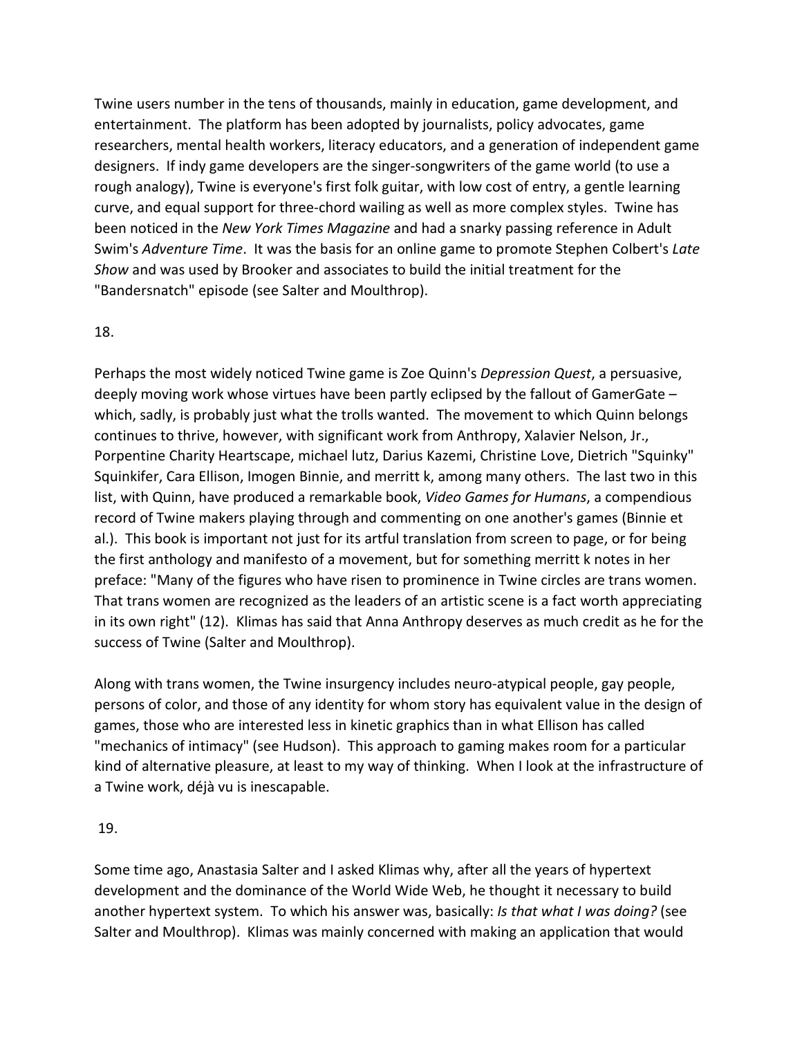Twine users number in the tens of thousands, mainly in education, game development, and entertainment. The platform has been adopted by journalists, policy advocates, game researchers, mental health workers, literacy educators, and a generation of independent game designers. If indy game developers are the singer-songwriters of the game world (to use a rough analogy), Twine is everyone's first folk guitar, with low cost of entry, a gentle learning curve, and equal support for three-chord wailing as well as more complex styles. Twine has been noticed in the *New York Times Magazine* and had a snarky passing reference in Adult Swim's *Adventure Time*. It was the basis for an online game to promote Stephen Colbert's *Late Show* and was used by Brooker and associates to build the initial treatment for the "Bandersnatch" episode (see Salter and Moulthrop).

18.

Perhaps the most widely noticed Twine game is Zoe Quinn's *Depression Quest*, a persuasive, deeply moving work whose virtues have been partly eclipsed by the fallout of GamerGate – which, sadly, is probably just what the trolls wanted. The movement to which Quinn belongs continues to thrive, however, with significant work from Anthropy, Xalavier Nelson, Jr., Porpentine Charity Heartscape, michael lutz, Darius Kazemi, Christine Love, Dietrich "Squinky" Squinkifer, Cara Ellison, Imogen Binnie, and merritt k, among many others. The last two in this list, with Quinn, have produced a remarkable book, *Video Games for Humans*, a compendious record of Twine makers playing through and commenting on one another's games (Binnie et al.). This book is important not just for its artful translation from screen to page, or for being the first anthology and manifesto of a movement, but for something merritt k notes in her preface: "Many of the figures who have risen to prominence in Twine circles are trans women. That trans women are recognized as the leaders of an artistic scene is a fact worth appreciating in its own right" (12). Klimas has said that Anna Anthropy deserves as much credit as he for the success of Twine (Salter and Moulthrop).

Along with trans women, the Twine insurgency includes neuro-atypical people, gay people, persons of color, and those of any identity for whom story has equivalent value in the design of games, those who are interested less in kinetic graphics than in what Ellison has called "mechanics of intimacy" (see Hudson). This approach to gaming makes room for a particular kind of alternative pleasure, at least to my way of thinking. When I look at the infrastructure of a Twine work, déjà vu is inescapable.

19.

Some time ago, Anastasia Salter and I asked Klimas why, after all the years of hypertext development and the dominance of the World Wide Web, he thought it necessary to build another hypertext system. To which his answer was, basically: *Is that what I was doing?* (see Salter and Moulthrop). Klimas was mainly concerned with making an application that would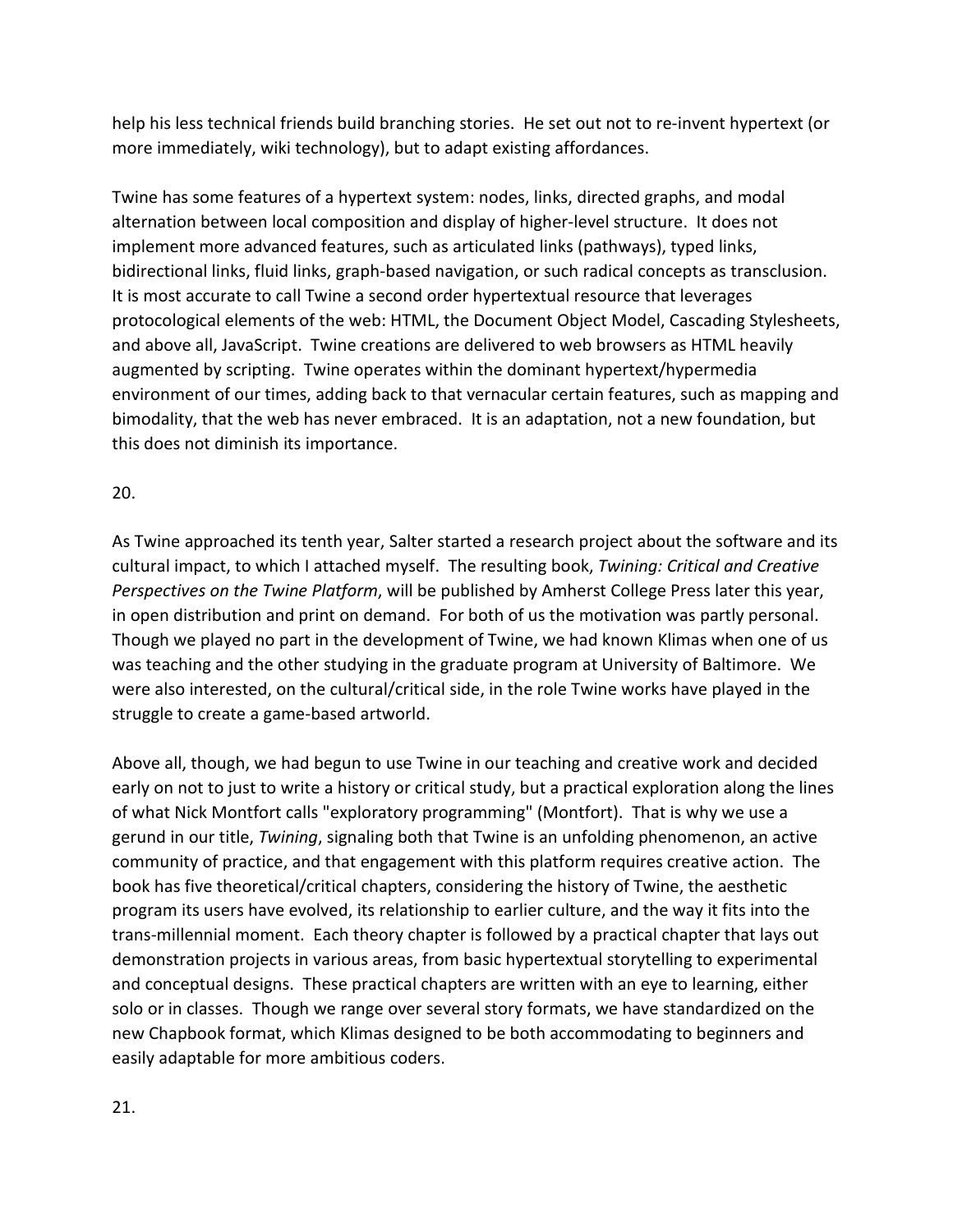help his less technical friends build branching stories. He set out not to re-invent hypertext (or more immediately, wiki technology), but to adapt existing affordances.

Twine has some features of a hypertext system: nodes, links, directed graphs, and modal alternation between local composition and display of higher-level structure. It does not implement more advanced features, such as articulated links (pathways), typed links, bidirectional links, fluid links, graph-based navigation, or such radical concepts as transclusion. It is most accurate to call Twine a second order hypertextual resource that leverages protocological elements of the web: HTML, the Document Object Model, Cascading Stylesheets, and above all, JavaScript. Twine creations are delivered to web browsers as HTML heavily augmented by scripting. Twine operates within the dominant hypertext/hypermedia environment of our times, adding back to that vernacular certain features, such as mapping and bimodality, that the web has never embraced. It is an adaptation, not a new foundation, but this does not diminish its importance.

20.

As Twine approached its tenth year, Salter started a research project about the software and its cultural impact, to which I attached myself. The resulting book, *Twining: Critical and Creative Perspectives on the Twine Platform*, will be published by Amherst College Press later this year, in open distribution and print on demand. For both of us the motivation was partly personal. Though we played no part in the development of Twine, we had known Klimas when one of us was teaching and the other studying in the graduate program at University of Baltimore. We were also interested, on the cultural/critical side, in the role Twine works have played in the struggle to create a game-based artworld.

Above all, though, we had begun to use Twine in our teaching and creative work and decided early on not to just to write a history or critical study, but a practical exploration along the lines of what Nick Montfort calls "exploratory programming" (Montfort). That is why we use a gerund in our title, *Twining*, signaling both that Twine is an unfolding phenomenon, an active community of practice, and that engagement with this platform requires creative action. The book has five theoretical/critical chapters, considering the history of Twine, the aesthetic program its users have evolved, its relationship to earlier culture, and the way it fits into the trans-millennial moment. Each theory chapter is followed by a practical chapter that lays out demonstration projects in various areas, from basic hypertextual storytelling to experimental and conceptual designs. These practical chapters are written with an eye to learning, either solo or in classes. Though we range over several story formats, we have standardized on the new Chapbook format, which Klimas designed to be both accommodating to beginners and easily adaptable for more ambitious coders.

21.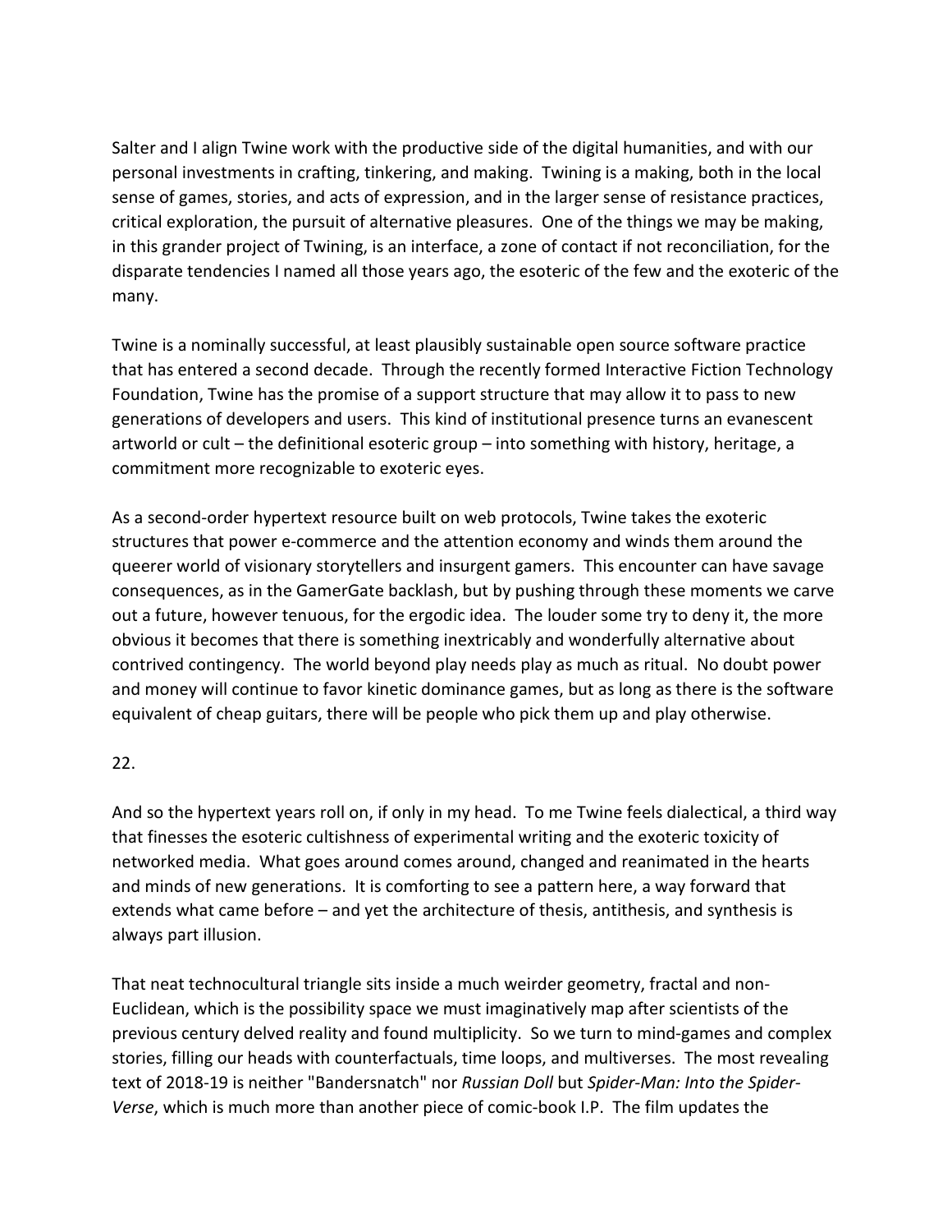Salter and I align Twine work with the productive side of the digital humanities, and with our personal investments in crafting, tinkering, and making. Twining is a making, both in the local sense of games, stories, and acts of expression, and in the larger sense of resistance practices, critical exploration, the pursuit of alternative pleasures. One of the things we may be making, in this grander project of Twining, is an interface, a zone of contact if not reconciliation, for the disparate tendencies I named all those years ago, the esoteric of the few and the exoteric of the many.

Twine is a nominally successful, at least plausibly sustainable open source software practice that has entered a second decade. Through the recently formed Interactive Fiction Technology Foundation, Twine has the promise of a support structure that may allow it to pass to new generations of developers and users. This kind of institutional presence turns an evanescent artworld or cult – the definitional esoteric group – into something with history, heritage, a commitment more recognizable to exoteric eyes.

As a second-order hypertext resource built on web protocols, Twine takes the exoteric structures that power e-commerce and the attention economy and winds them around the queerer world of visionary storytellers and insurgent gamers. This encounter can have savage consequences, as in the GamerGate backlash, but by pushing through these moments we carve out a future, however tenuous, for the ergodic idea. The louder some try to deny it, the more obvious it becomes that there is something inextricably and wonderfully alternative about contrived contingency. The world beyond play needs play as much as ritual. No doubt power and money will continue to favor kinetic dominance games, but as long as there is the software equivalent of cheap guitars, there will be people who pick them up and play otherwise.

22.

And so the hypertext years roll on, if only in my head. To me Twine feels dialectical, a third way that finesses the esoteric cultishness of experimental writing and the exoteric toxicity of networked media. What goes around comes around, changed and reanimated in the hearts and minds of new generations. It is comforting to see a pattern here, a way forward that extends what came before – and yet the architecture of thesis, antithesis, and synthesis is always part illusion.

That neat technocultural triangle sits inside a much weirder geometry, fractal and non-Euclidean, which is the possibility space we must imaginatively map after scientists of the previous century delved reality and found multiplicity. So we turn to mind-games and complex stories, filling our heads with counterfactuals, time loops, and multiverses. The most revealing text of 2018-19 is neither "Bandersnatch" nor *Russian Doll* but *Spider-Man: Into the Spider-Verse*, which is much more than another piece of comic-book I.P. The film updates the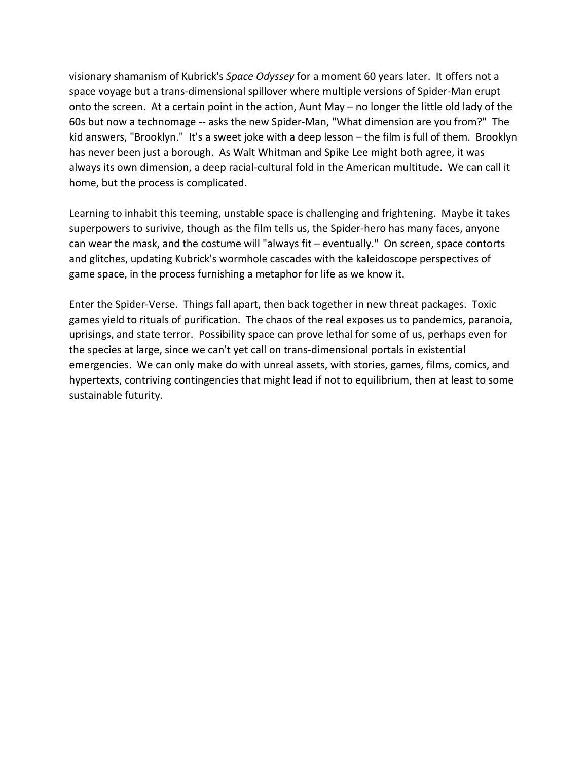visionary shamanism of Kubrick's *Space Odyssey* for a moment 60 years later. It offers not a space voyage but a trans-dimensional spillover where multiple versions of Spider-Man erupt onto the screen. At a certain point in the action, Aunt May – no longer the little old lady of the 60s but now a technomage -- asks the new Spider-Man, "What dimension are you from?" The kid answers, "Brooklyn." It's a sweet joke with a deep lesson – the film is full of them. Brooklyn has never been just a borough. As Walt Whitman and Spike Lee might both agree, it was always its own dimension, a deep racial-cultural fold in the American multitude. We can call it home, but the process is complicated.

Learning to inhabit this teeming, unstable space is challenging and frightening. Maybe it takes superpowers to surivive, though as the film tells us, the Spider-hero has many faces, anyone can wear the mask, and the costume will "always fit – eventually." On screen, space contorts and glitches, updating Kubrick's wormhole cascades with the kaleidoscope perspectives of game space, in the process furnishing a metaphor for life as we know it.

Enter the Spider-Verse. Things fall apart, then back together in new threat packages. Toxic games yield to rituals of purification. The chaos of the real exposes us to pandemics, paranoia, uprisings, and state terror. Possibility space can prove lethal for some of us, perhaps even for the species at large, since we can't yet call on trans-dimensional portals in existential emergencies. We can only make do with unreal assets, with stories, games, films, comics, and hypertexts, contriving contingencies that might lead if not to equilibrium, then at least to some sustainable futurity.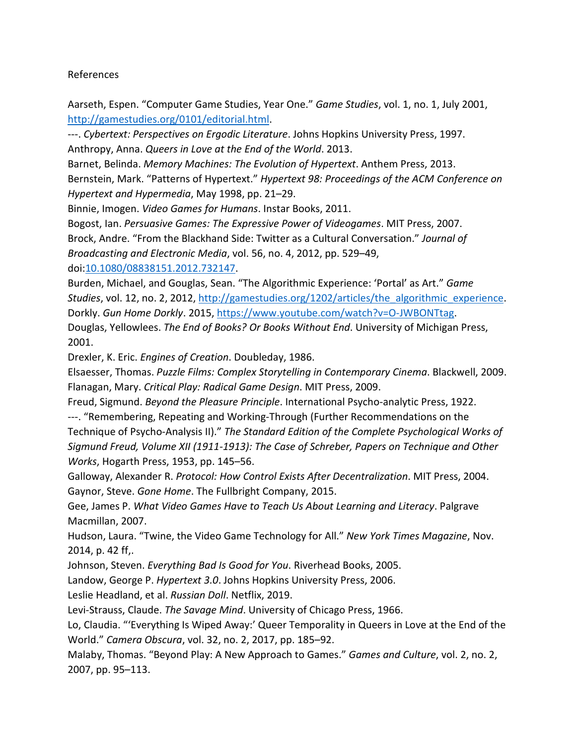References

Aarseth, Espen. “Computer Game Studies, Year One.” *Game Studies*, vol. 1, no. 1, July 2001, http://gamestudies.org/0101/editorial.html.

---. *Cybertext: Perspectives on Ergodic Literature*. Johns Hopkins University Press, 1997.

Anthropy, Anna. *Queers in Love at the End of the World*. 2013.

Barnet, Belinda. *Memory Machines: The Evolution of Hypertext*. Anthem Press, 2013.

Bernstein, Mark. “Patterns of Hypertext.” *Hypertext 98: Proceedings of the ACM Conference on Hypertext and Hypermedia*, May 1998, pp. 21–29.

Binnie, Imogen. *Video Games for Humans*. Instar Books, 2011.

Bogost, Ian. *Persuasive Games: The Expressive Power of Videogames*. MIT Press, 2007.

Brock, Andre. “From the Blackhand Side: Twitter as a Cultural Conversation.” *Journal of Broadcasting and Electronic Media*, vol. 56, no. 4, 2012, pp. 529–49, doi:10.1080/08838151.2012.732147.

Burden, Michael, and Gouglas, Sean. “The Algorithmic Experience: ‘Portal’ as Art.” *Game Studies*, vol. 12, no. 2, 2012, http://gamestudies.org/1202/articles/the_algorithmic_experience.

Dorkly. *Gun Home Dorkly*. 2015, https://www.youtube.com/watch?v=O-JWBONTtag.

Douglas, Yellowlees. *The End of Books? Or Books Without End*. University of Michigan Press, 2001.

Drexler, K. Eric. *Engines of Creation*. Doubleday, 1986.

Elsaesser, Thomas. *Puzzle Films: Complex Storytelling in Contemporary Cinema*. Blackwell, 2009.

Flanagan, Mary. *Critical Play: Radical Game Design*. MIT Press, 2009.

Freud, Sigmund. *Beyond the Pleasure Principle*. International Psycho-analytic Press, 1922.

---. “Remembering, Repeating and Working-Through (Further Recommendations on the Technique of Psycho-Analysis II).” *The Standard Edition of the Complete Psychological Works of Sigmund Freud, Volume XII (1911-1913): The Case of Schreber, Papers on Technique and Other Works*, Hogarth Press, 1953, pp. 145–56.

Galloway, Alexander R. *Protocol: How Control Exists After Decentralization*. MIT Press, 2004.

Gaynor, Steve. *Gone Home*. The Fullbright Company, 2015.

Gee, James P. *What Video Games Have to Teach Us About Learning and Literacy*. Palgrave Macmillan, 2007.

Hudson, Laura. “Twine, the Video Game Technology for All.” *New York Times Magazine*, Nov. 2014, p. 42 ff,.

Johnson, Steven. *Everything Bad Is Good for You*. Riverhead Books, 2005.

Landow, George P. *Hypertext 3.0*. Johns Hopkins University Press, 2006.

Leslie Headland, et al. *Russian Doll*. Netflix, 2019.

Levi-Strauss, Claude. *The Savage Mind*. University of Chicago Press, 1966.

Lo, Claudia. “‘Everything Is Wiped Away:’ Queer Temporality in Queers in Love at the End of the World.” *Camera Obscura*, vol. 32, no. 2, 2017, pp. 185–92.

Malaby, Thomas. “Beyond Play: A New Approach to Games.” *Games and Culture*, vol. 2, no. 2, 2007, pp. 95–113.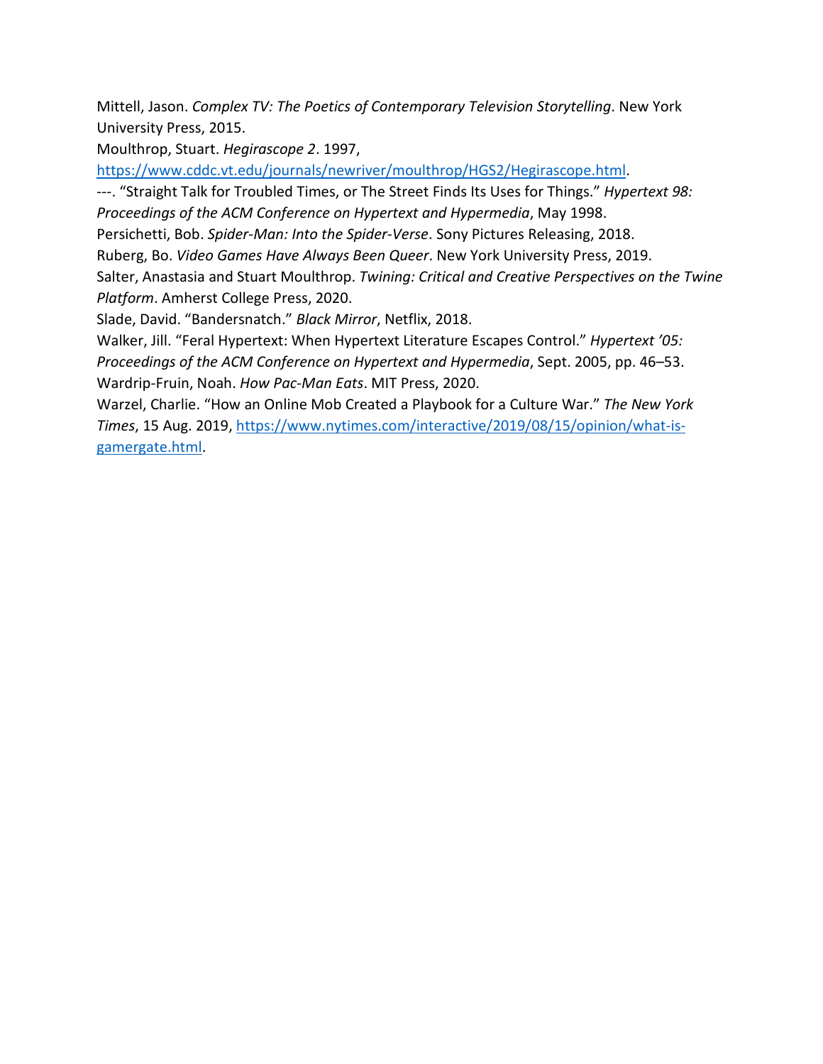Mittell, Jason. *Complex TV: The Poetics of Contemporary Television Storytelling*. New York University Press, 2015.

Moulthrop, Stuart. *Hegirascope 2*. 1997, https://www.cddc.vt.edu/journals/newriver/moulthrop/HGS2/Hegirascope.html.

---. "Straight Talk for Troubled Times, or The Street Finds Its Uses for Things." *Hypertext 98: Proceedings of the ACM Conference on Hypertext and Hypermedia*, May 1998.

Persichetti, Bob. *Spider-Man: Into the Spider-Verse*. Sony Pictures Releasing, 2018.

Ruberg, Bo. *Video Games Have Always Been Queer*. New York University Press, 2019.

Salter, Anastasia and Stuart Moulthrop. *Twining: Critical and Creative Perspectives on the Twine Platform*. Amherst College Press, 2020.

Slade, David. "Bandersnatch." *Black Mirror*, Netflix, 2018.

Walker, Jill. "Feral Hypertext: When Hypertext Literature Escapes Control." *Hypertext '05: Proceedings of the ACM Conference on Hypertext and Hypermedia*, Sept. 2005, pp. 46–53.

Wardrip-Fruin, Noah. *How Pac-Man Eats*. MIT Press, 2020.

Warzel, Charlie. "How an Online Mob Created a Playbook for a Culture War." *The New York Times*, 15 Aug. 2019, https://www.nytimes.com/interactive/2019/08/15/opinion/what-is-gamergate.html.